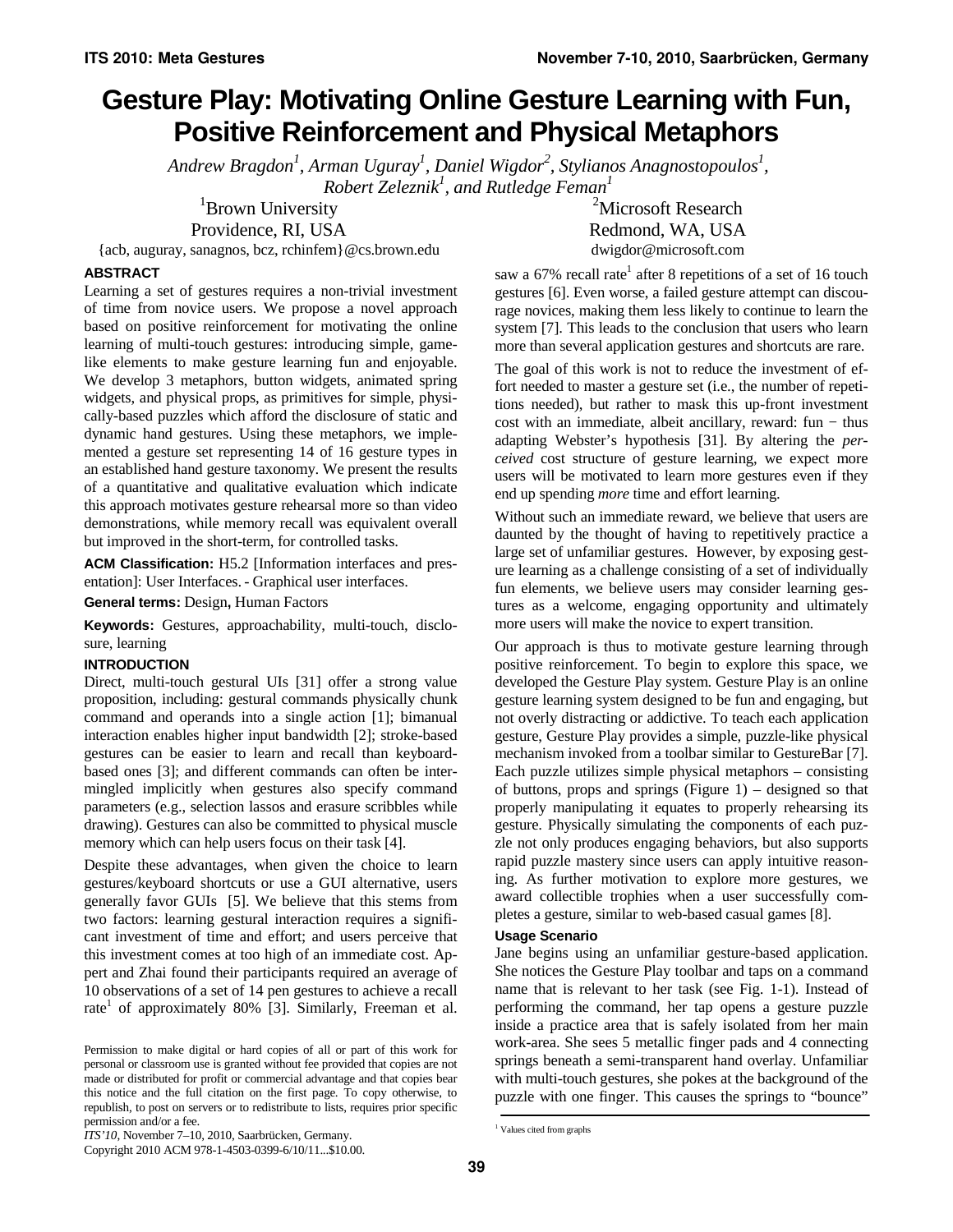# Gesture Play: Motivating Online Gesture Learning with Fun, Positive Reinforcement and Physical Metaphors

*Andrew Bragdon[1], Arman Uguray[1], Daniel Wigdor[2], Stylianos Anagnostopoulos[1], Robert Zeleznik[1], and Rutledge Feman[1]*

[1]Brown University
Providence, RI, USA
{acb, auguray, sanagnos, bcz, rchinfem}@cs.brown.edu

[2]Microsoft Research
Redmond, WA, USA
dwigdor@microsoft.com

## ABSTRACT

Learning a set of gestures requires a non-trivial investment of time from novice users. We propose a novel approach based on positive reinforcement for motivating the online learning of multi-touch gestures: introducing simple, game-like elements to make gesture learning fun and enjoyable. We develop 3 metaphors, button widgets, animated spring widgets, and physical props, as primitives for simple, physically-based puzzles which afford the disclosure of static and dynamic hand gestures. Using these metaphors, we implemented a gesture set representing 14 of 16 gesture types in an established hand gesture taxonomy. We present the results of a quantitative and qualitative evaluation which indicate this approach motivates gesture rehearsal more so than video demonstrations, while memory recall was equivalent overall but improved in the short-term, for controlled tasks.

**ACM Classification:** H5.2 [Information interfaces and presentation]: User Interfaces. - Graphical user interfaces.

**General terms:** Design**,** Human Factors

**Keywords:** Gestures, approachability, multi-touch, disclosure, learning

## INTRODUCTION

Direct, multi-touch gestural UIs [31] offer a strong value proposition, including: gestural commands physically chunk command and operands into a single action [1]; bimanual interaction enables higher input bandwidth [2]; stroke-based gestures can be easier to learn and recall than keyboard-based ones [3]; and different commands can often be intermingled implicitly when gestures also specify command parameters (e.g., selection lassos and erasure scribbles while drawing). Gestures can also be committed to physical muscle memory which can help users focus on their task [4].

Despite these advantages, when given the choice to learn gestures/keyboard shortcuts or use a GUI alternative, users generally favor GUIs [5]. We believe that this stems from two factors: learning gestural interaction requires a significant investment of time and effort; and users perceive that this investment comes at too high of an immediate cost. Appert and Zhai found their participants required an average of 10 observations of a set of 14 pen gestures to achieve a recall rate[1] of approximately 80% [3]. Similarly, Freeman et al. saw a 67% recall rate[1] after 8 repetitions of a set of 16 touch gestures [6]. Even worse, a failed gesture attempt can discourage novices, making them less likely to continue to learn the system [7]. This leads to the conclusion that users who learn more than several application gestures and shortcuts are rare.

The goal of this work is not to reduce the investment of effort needed to master a gesture set (i.e., the number of repetitions needed), but rather to mask this up-front investment cost with an immediate, albeit ancillary, reward: fun − thus adapting Webster's hypothesis [31]. By altering the *perceived* cost structure of gesture learning, we expect more users will be motivated to learn more gestures even if they end up spending *more* time and effort learning.

Without such an immediate reward, we believe that users are daunted by the thought of having to repetitively practice a large set of unfamiliar gestures. However, by exposing gesture learning as a challenge consisting of a set of individually fun elements, we believe users may consider learning gestures as a welcome, engaging opportunity and ultimately more users will make the novice to expert transition.

Our approach is thus to motivate gesture learning through positive reinforcement. To begin to explore this space, we developed the Gesture Play system. Gesture Play is an online gesture learning system designed to be fun and engaging, but not overly distracting or addictive. To teach each application gesture, Gesture Play provides a simple, puzzle-like physical mechanism invoked from a toolbar similar to GestureBar [7]. Each puzzle utilizes simple physical metaphors – consisting of buttons, props and springs (Figure 1) – designed so that properly manipulating it equates to properly rehearsing its gesture. Physically simulating the components of each puzzle not only produces engaging behaviors, but also supports rapid puzzle mastery since users can apply intuitive reasoning. As further motivation to explore more gestures, we award collectible trophies when a user successfully completes a gesture, similar to web-based casual games [8].

### Usage Scenario

Jane begins using an unfamiliar gesture-based application. She notices the Gesture Play toolbar and taps on a command name that is relevant to her task (see Fig. 1-1). Instead of performing the command, her tap opens a gesture puzzle inside a practice area that is safely isolated from her main work-area. She sees 5 metallic finger pads and 4 connecting springs beneath a semi-transparent hand overlay. Unfamiliar with multi-touch gestures, she pokes at the background of the puzzle with one finger. This causes the springs to "bounce"

[1] Values cited from graphs

Permission to make digital or hard copies of all or part of this work for personal or classroom use is granted without fee provided that copies are not made or distributed for profit or commercial advantage and that copies bear this notice and the full citation on the first page. To copy otherwise, to republish, to post on servers or to redistribute to lists, requires prior specific permission and/or a fee.
*ITS'10*, November 7–10, 2010, Saarbrücken, Germany.
Copyright 2010 ACM 978-1-4503-0399-6/10/11...$10.00.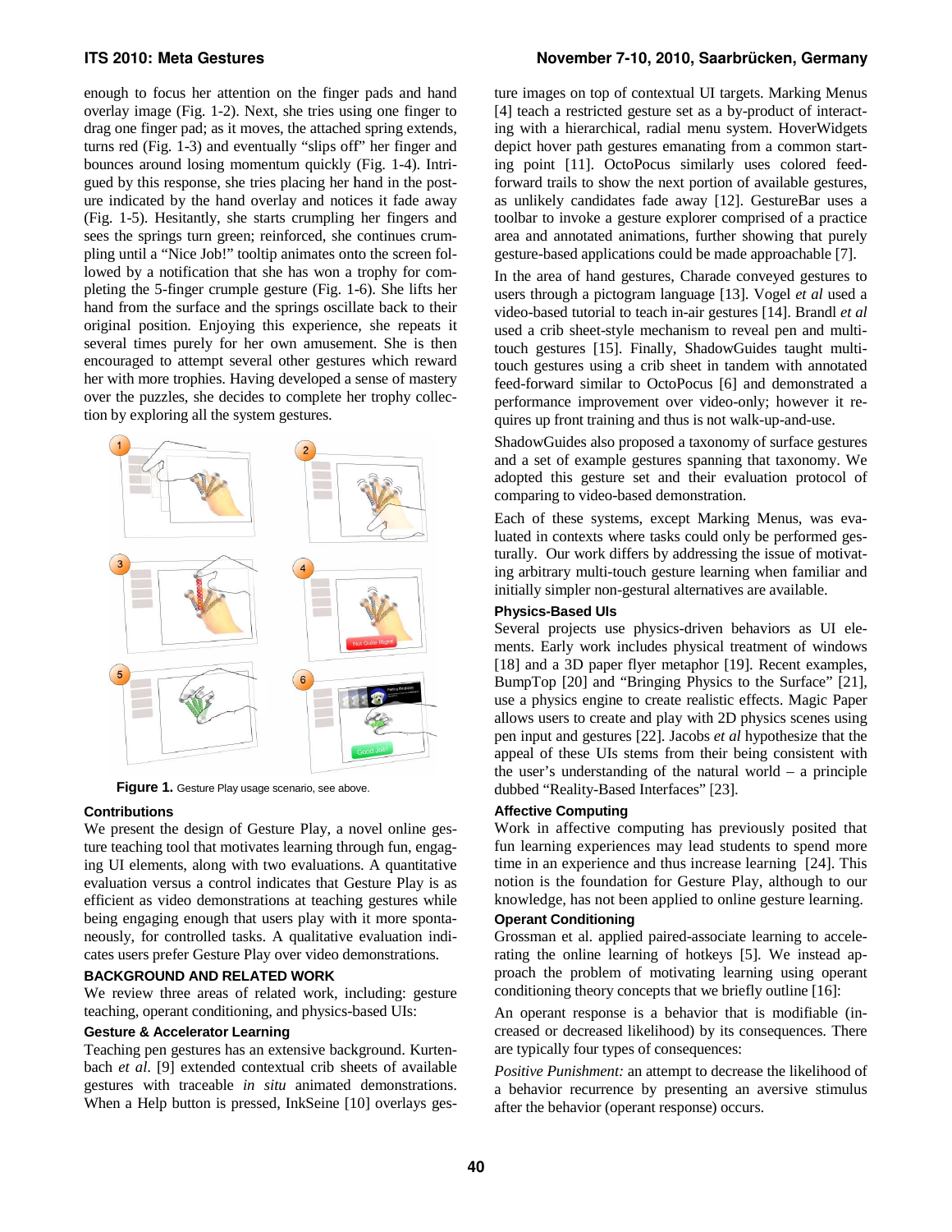enough to focus her attention on the finger pads and hand overlay image (Fig. 1-2). Next, she tries using one finger to drag one finger pad; as it moves, the attached spring extends, turns red (Fig. 1-3) and eventually "slips off" her finger and bounces around losing momentum quickly (Fig. 1-4). Intrigued by this response, she tries placing her hand in the posture indicated by the hand overlay and notices it fade away (Fig. 1-5). Hesitantly, she starts crumpling her fingers and sees the springs turn green; reinforced, she continues crumpling until a "Nice Job!" tooltip animates onto the screen followed by a notification that she has won a trophy for completing the 5-finger crumple gesture (Fig. 1-6). She lifts her hand from the surface and the springs oscillate back to their original position. Enjoying this experience, she repeats it several times purely for her own amusement. She is then encouraged to attempt several other gestures which reward her with more trophies. Having developed a sense of mastery over the puzzles, she decides to complete her trophy collection by exploring all the system gestures.

**Figure 1.** Gesture Play usage scenario, see above.

### Contributions

We present the design of Gesture Play, a novel online gesture teaching tool that motivates learning through fun, engaging UI elements, along with two evaluations. A quantitative evaluation versus a control indicates that Gesture Play is as efficient as video demonstrations at teaching gestures while being engaging enough that users play with it more spontaneously, for controlled tasks. A qualitative evaluation indicates users prefer Gesture Play over video demonstrations.

## BACKGROUND AND RELATED WORK

We review three areas of related work, including: gesture teaching, operant conditioning, and physics-based UIs:

### Gesture & Accelerator Learning

Teaching pen gestures has an extensive background. Kurtenbach *et al*. [9] extended contextual crib sheets of available gestures with traceable *in situ* animated demonstrations. When a Help button is pressed, InkSeine [10] overlays gesture images on top of contextual UI targets. Marking Menus [4] teach a restricted gesture set as a by-product of interacting with a hierarchical, radial menu system. HoverWidgets depict hover path gestures emanating from a common starting point [11]. OctoPocus similarly uses colored feed-forward trails to show the next portion of available gestures, as unlikely candidates fade away [12]. GestureBar uses a toolbar to invoke a gesture explorer comprised of a practice area and annotated animations, further showing that purely gesture-based applications could be made approachable [7].

In the area of hand gestures, Charade conveyed gestures to users through a pictogram language [13]. Vogel *et al* used a video-based tutorial to teach in-air gestures [14]. Brandl *et al* used a crib sheet-style mechanism to reveal pen and multi-touch gestures [15]. Finally, ShadowGuides taught multi-touch gestures using a crib sheet in tandem with annotated feed-forward similar to OctoPocus [6] and demonstrated a performance improvement over video-only; however it requires up front training and thus is not walk-up-and-use.

ShadowGuides also proposed a taxonomy of surface gestures and a set of example gestures spanning that taxonomy. We adopted this gesture set and their evaluation protocol of comparing to video-based demonstration.

Each of these systems, except Marking Menus, was evaluated in contexts where tasks could only be performed gesturally. Our work differs by addressing the issue of motivating arbitrary multi-touch gesture learning when familiar and initially simpler non-gestural alternatives are available.

### Physics-Based UIs

Several projects use physics-driven behaviors as UI elements. Early work includes physical treatment of windows [18] and a 3D paper flyer metaphor [19]. Recent examples, BumpTop [20] and "Bringing Physics to the Surface" [21], use a physics engine to create realistic effects. Magic Paper allows users to create and play with 2D physics scenes using pen input and gestures [22]. Jacobs *et al* hypothesize that the appeal of these UIs stems from their being consistent with the user's understanding of the natural world – a principle dubbed "Reality-Based Interfaces" [23].

### Affective Computing

Work in affective computing has previously posited that fun learning experiences may lead students to spend more time in an experience and thus increase learning [24]. This notion is the foundation for Gesture Play, although to our knowledge, has not been applied to online gesture learning.

### Operant Conditioning

Grossman et al. applied paired-associate learning to accelerating the online learning of hotkeys [5]. We instead approach the problem of motivating learning using operant conditioning theory concepts that we briefly outline [16]:

An operant response is a behavior that is modifiable (increased or decreased likelihood) by its consequences. There are typically four types of consequences:

*Positive Punishment:* an attempt to decrease the likelihood of a behavior recurrence by presenting an aversive stimulus after the behavior (operant response) occurs.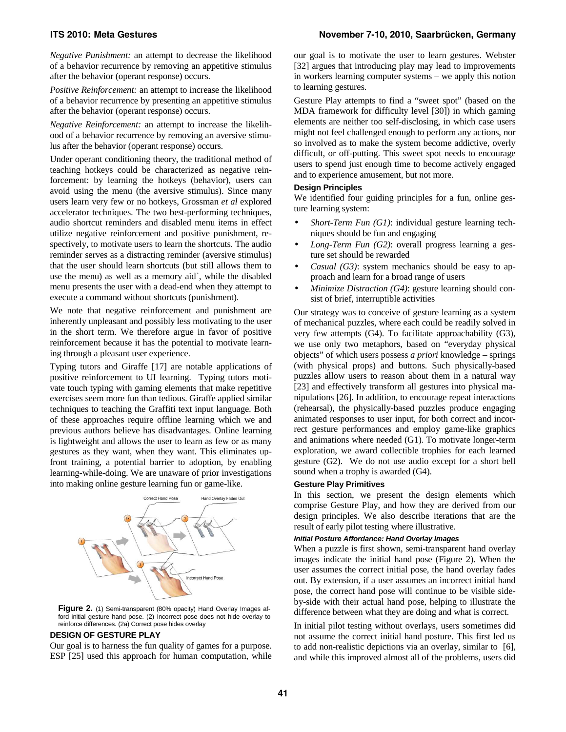*Negative Punishment:* an attempt to decrease the likelihood of a behavior recurrence by removing an appetitive stimulus after the behavior (operant response) occurs.

*Positive Reinforcement:* an attempt to increase the likelihood of a behavior recurrence by presenting an appetitive stimulus after the behavior (operant response) occurs.

*Negative Reinforcement:* an attempt to increase the likelihood of a behavior recurrence by removing an aversive stimulus after the behavior (operant response) occurs.

Under operant conditioning theory, the traditional method of teaching hotkeys could be characterized as negative reinforcement: by learning the hotkeys (behavior), users can avoid using the menu (the aversive stimulus). Since many users learn very few or no hotkeys, Grossman *et al* explored accelerator techniques. The two best-performing techniques, audio shortcut reminders and disabled menu items in effect utilize negative reinforcement and positive punishment, respectively, to motivate users to learn the shortcuts. The audio reminder serves as a distracting reminder (aversive stimulus) that the user should learn shortcuts (but still allows them to use the menu) as well as a memory aid`, while the disabled menu presents the user with a dead-end when they attempt to execute a command without shortcuts (punishment).

We note that negative reinforcement and punishment are inherently unpleasant and possibly less motivating to the user in the short term. We therefore argue in favor of positive reinforcement because it has the potential to motivate learning through a pleasant user experience.

Typing tutors and Giraffe [17] are notable applications of positive reinforcement to UI learning. Typing tutors motivate touch typing with gaming elements that make repetitive exercises seem more fun than tedious. Giraffe applied similar techniques to teaching the Graffiti text input language. Both of these approaches require offline learning which we and previous authors believe has disadvantages. Online learning is lightweight and allows the user to learn as few or as many gestures as they want, when they want. This eliminates upfront training, a potential barrier to adoption, by enabling learning-while-doing. We are unaware of prior investigations into making online gesture learning fun or game-like.

**Figure 2.** (1) Semi-transparent (80% opacity) Hand Overlay Images afford initial gesture hand pose. (2) Incorrect pose does not hide overlay to reinforce differences. (2a) Correct pose hides overlay

## DESIGN OF GESTURE PLAY

Our goal is to harness the fun quality of games for a purpose. ESP [25] used this approach for human computation, while our goal is to motivate the user to learn gestures. Webster [32] argues that introducing play may lead to improvements in workers learning computer systems – we apply this notion to learning gestures.

Gesture Play attempts to find a "sweet spot" (based on the MDA framework for difficulty level [30]) in which gaming elements are neither too self-disclosing, in which case users might not feel challenged enough to perform any actions, nor so involved as to make the system become addictive, overly difficult, or off-putting. This sweet spot needs to encourage users to spend just enough time to become actively engaged and to experience amusement, but not more.

### Design Principles

We identified four guiding principles for a fun, online gesture learning system:

- *Short-Term Fun (G1)*: individual gesture learning techniques should be fun and engaging
- *Long-Term Fun (G2)*: overall progress learning a gesture set should be rewarded
- *Casual (G3)*: system mechanics should be easy to approach and learn for a broad range of users
- *Minimize Distraction (G4)*: gesture learning should consist of brief, interruptible activities

Our strategy was to conceive of gesture learning as a system of mechanical puzzles, where each could be readily solved in very few attempts (G4). To facilitate approachability (G3), we use only two metaphors, based on "everyday physical objects" of which users possess *a priori* knowledge – springs (with physical props) and buttons. Such physically-based puzzles allow users to reason about them in a natural way [23] and effectively transform all gestures into physical manipulations [26]. In addition, to encourage repeat interactions (rehearsal), the physically-based puzzles produce engaging animated responses to user input, for both correct and incorrect gesture performances and employ game-like graphics and animations where needed (G1). To motivate longer-term exploration, we award collectible trophies for each learned gesture (G2). We do not use audio except for a short bell sound when a trophy is awarded (G4).

### Gesture Play Primitives

In this section, we present the design elements which comprise Gesture Play, and how they are derived from our design principles. We also describe iterations that are the result of early pilot testing where illustrative.

#### *Initial Posture Affordance: Hand Overlay Images*

When a puzzle is first shown, semi-transparent hand overlay images indicate the initial hand pose (Figure 2). When the user assumes the correct initial pose, the hand overlay fades out. By extension, if a user assumes an incorrect initial hand pose, the correct hand pose will continue to be visible side-by-side with their actual hand pose, helping to illustrate the difference between what they are doing and what is correct.

In initial pilot testing without overlays, users sometimes did not assume the correct initial hand posture. This first led us to add non-realistic depictions via an overlay, similar to [6], and while this improved almost all of the problems, users did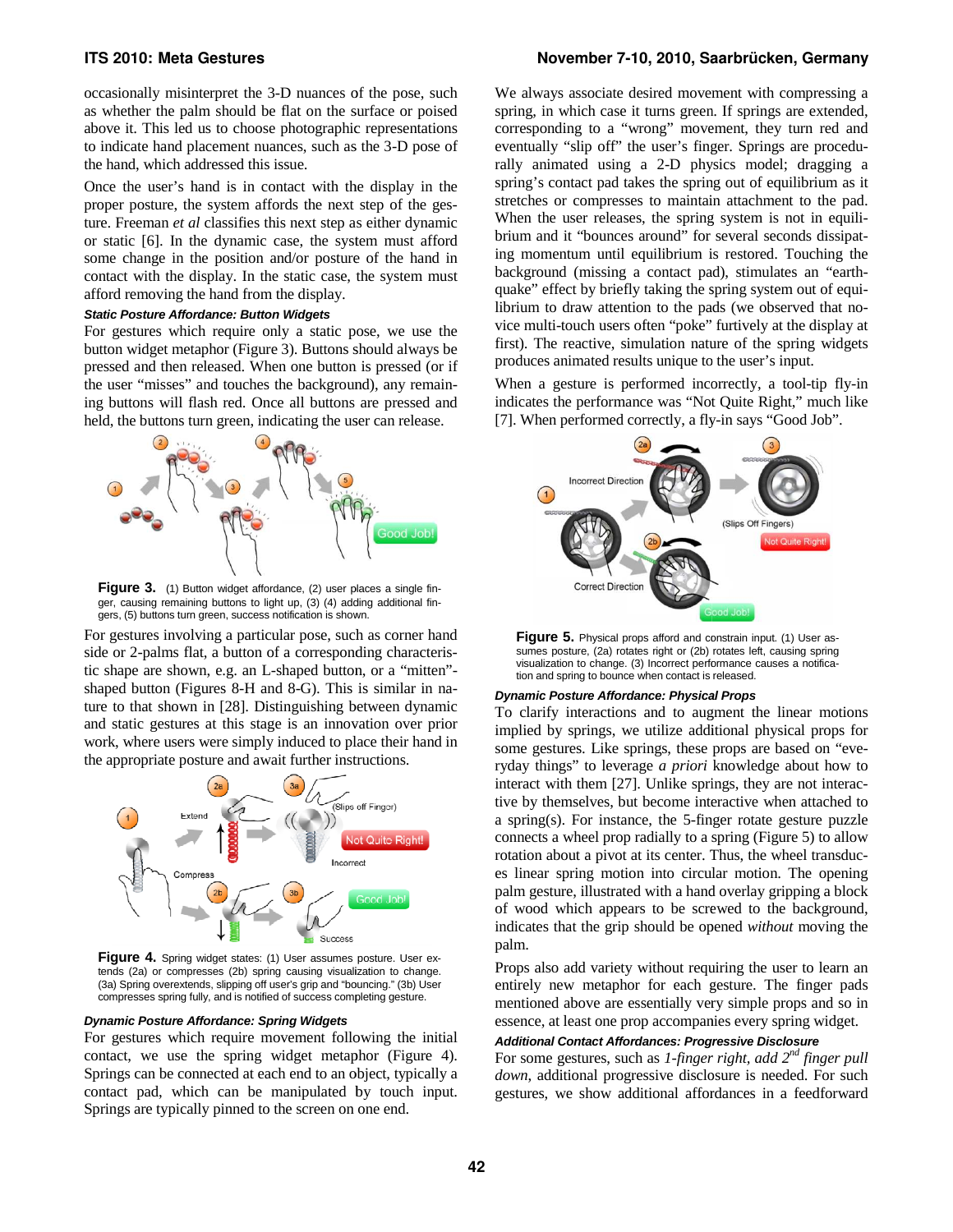occasionally misinterpret the 3-D nuances of the pose, such as whether the palm should be flat on the surface or poised above it. This led us to choose photographic representations to indicate hand placement nuances, such as the 3-D pose of the hand, which addressed this issue.

Once the user's hand is in contact with the display in the proper posture, the system affords the next step of the gesture. Freeman *et al* classifies this next step as either dynamic or static [6]. In the dynamic case, the system must afford some change in the position and/or posture of the hand in contact with the display. In the static case, the system must afford removing the hand from the display.

#### Static Posture Affordance: Button Widgets

For gestures which require only a static pose, we use the button widget metaphor (Figure 3). Buttons should always be pressed and then released. When one button is pressed (or if the user "misses" and touches the background), any remaining buttons will flash red. Once all buttons are pressed and held, the buttons turn green, indicating the user can release.

**Figure 3.** (1) Button widget affordance, (2) user places a single finger, causing remaining buttons to light up, (3) (4) adding additional fingers, (5) buttons turn green, success notification is shown.

For gestures involving a particular pose, such as corner hand side or 2-palms flat, a button of a corresponding characteristic shape are shown, e.g. an L-shaped button, or a "mitten"-shaped button (Figures 8-H and 8-G). This is similar in nature to that shown in [28]. Distinguishing between dynamic and static gestures at this stage is an innovation over prior work, where users were simply induced to place their hand in the appropriate posture and await further instructions.

**Figure 4.** Spring widget states: (1) User assumes posture. User extends (2a) or compresses (2b) spring causing visualization to change. (3a) Spring overextends, slipping off user's grip and "bouncing." (3b) User compresses spring fully, and is notified of success completing gesture.

#### Dynamic Posture Affordance: Spring Widgets

For gestures which require movement following the initial contact, we use the spring widget metaphor (Figure 4). Springs can be connected at each end to an object, typically a contact pad, which can be manipulated by touch input. Springs are typically pinned to the screen on one end.

We always associate desired movement with compressing a spring, in which case it turns green. If springs are extended, corresponding to a "wrong" movement, they turn red and eventually "slip off" the user's finger. Springs are procedurally animated using a 2-D physics model; dragging a spring's contact pad takes the spring out of equilibrium as it stretches or compresses to maintain attachment to the pad. When the user releases, the spring system is not in equilibrium and it "bounces around" for several seconds dissipating momentum until equilibrium is restored. Touching the background (missing a contact pad), stimulates an "earthquake" effect by briefly taking the spring system out of equilibrium to draw attention to the pads (we observed that novice multi-touch users often "poke" furtively at the display at first). The reactive, simulation nature of the spring widgets produces animated results unique to the user's input.

When a gesture is performed incorrectly, a tool-tip fly-in indicates the performance was "Not Quite Right," much like [7]. When performed correctly, a fly-in says "Good Job".

**Figure 5.** Physical props afford and constrain input. (1) User assumes posture, (2a) rotates right or (2b) rotates left, causing spring visualization to change. (3) Incorrect performance causes a notification and spring to bounce when contact is released.

#### Dynamic Posture Affordance: Physical Props

To clarify interactions and to augment the linear motions implied by springs, we utilize additional physical props for some gestures. Like springs, these props are based on "everyday things" to leverage *a priori* knowledge about how to interact with them [27]. Unlike springs, they are not interactive by themselves, but become interactive when attached to a spring(s). For instance, the 5-finger rotate gesture puzzle connects a wheel prop radially to a spring (Figure 5) to allow rotation about a pivot at its center. Thus, the wheel transduces linear spring motion into circular motion. The opening palm gesture, illustrated with a hand overlay gripping a block of wood which appears to be screwed to the background, indicates that the grip should be opened *without* moving the palm.

Props also add variety without requiring the user to learn an entirely new metaphor for each gesture. The finger pads mentioned above are essentially very simple props and so in essence, at least one prop accompanies every spring widget.

#### Additional Contact Affordances: Progressive Disclosure

For some gestures, such as *1-finger right, add 2nd finger pull down*, additional progressive disclosure is needed. For such gestures, we show additional affordances in a feedforward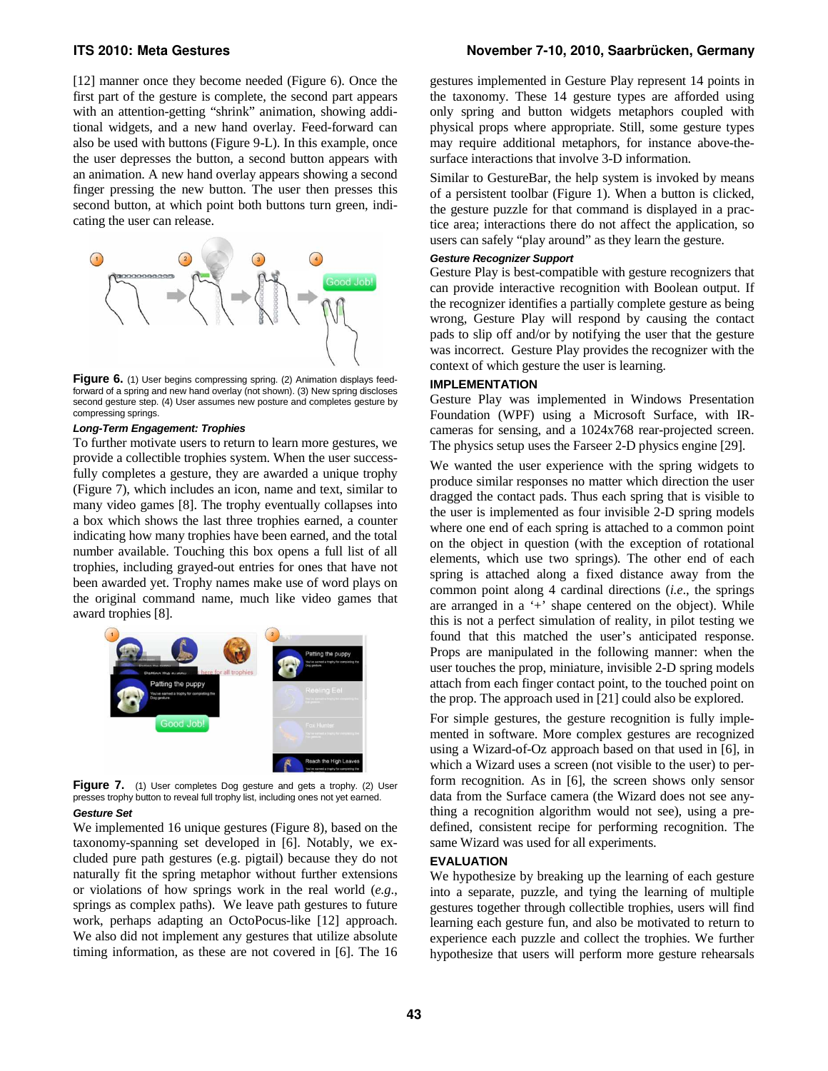[12] manner once they become needed (Figure 6). Once the first part of the gesture is complete, the second part appears with an attention-getting "shrink" animation, showing additional widgets, and a new hand overlay. Feed-forward can also be used with buttons (Figure 9-L). In this example, once the user depresses the button, a second button appears with an animation. A new hand overlay appears showing a second finger pressing the new button. The user then presses this second button, at which point both buttons turn green, indicating the user can release.

**Figure 6.** (1) User begins compressing spring. (2) Animation displays feed-forward of a spring and new hand overlay (not shown). (3) New spring discloses second gesture step. (4) User assumes new posture and completes gesture by compressing springs.

### *Long-Term Engagement: Trophies*

To further motivate users to return to learn more gestures, we provide a collectible trophies system. When the user successfully completes a gesture, they are awarded a unique trophy (Figure 7), which includes an icon, name and text, similar to many video games [8]. The trophy eventually collapses into a box which shows the last three trophies earned, a counter indicating how many trophies have been earned, and the total number available. Touching this box opens a full list of all trophies, including grayed-out entries for ones that have not been awarded yet. Trophy names make use of word plays on the original command name, much like video games that award trophies [8].

**Figure 7.** (1) User completes Dog gesture and gets a trophy. (2) User presses trophy button to reveal full trophy list, including ones not yet earned.

### *Gesture Set*

We implemented 16 unique gestures (Figure 8), based on the taxonomy-spanning set developed in [6]. Notably, we excluded pure path gestures (e.g. pigtail) because they do not naturally fit the spring metaphor without further extensions or violations of how springs work in the real world (*e.g.*, springs as complex paths). We leave path gestures to future work, perhaps adapting an OctoPocus-like [12] approach. We also did not implement any gestures that utilize absolute timing information, as these are not covered in [6]. The 16 gestures implemented in Gesture Play represent 14 points in the taxonomy. These 14 gesture types are afforded using only spring and button widgets metaphors coupled with physical props where appropriate. Still, some gesture types may require additional metaphors, for instance above-the-surface interactions that involve 3-D information.

Similar to GestureBar, the help system is invoked by means of a persistent toolbar (Figure 1). When a button is clicked, the gesture puzzle for that command is displayed in a practice area; interactions there do not affect the application, so users can safely "play around" as they learn the gesture.

### *Gesture Recognizer Support*

Gesture Play is best-compatible with gesture recognizers that can provide interactive recognition with Boolean output. If the recognizer identifies a partially complete gesture as being wrong, Gesture Play will respond by causing the contact pads to slip off and/or by notifying the user that the gesture was incorrect. Gesture Play provides the recognizer with the context of which gesture the user is learning.

## IMPLEMENTATION

Gesture Play was implemented in Windows Presentation Foundation (WPF) using a Microsoft Surface, with IR-cameras for sensing, and a 1024x768 rear-projected screen. The physics setup uses the Farseer 2-D physics engine [29].

We wanted the user experience with the spring widgets to produce similar responses no matter which direction the user dragged the contact pads. Thus each spring that is visible to the user is implemented as four invisible 2-D spring models where one end of each spring is attached to a common point on the object in question (with the exception of rotational elements, which use two springs). The other end of each spring is attached along a fixed distance away from the common point along 4 cardinal directions (*i.e*., the springs are arranged in a '+' shape centered on the object). While this is not a perfect simulation of reality, in pilot testing we found that this matched the user's anticipated response. Props are manipulated in the following manner: when the user touches the prop, miniature, invisible 2-D spring models attach from each finger contact point, to the touched point on the prop. The approach used in [21] could also be explored.

For simple gestures, the gesture recognition is fully implemented in software. More complex gestures are recognized using a Wizard-of-Oz approach based on that used in [6], in which a Wizard uses a screen (not visible to the user) to perform recognition. As in [6], the screen shows only sensor data from the Surface camera (the Wizard does not see anything a recognition algorithm would not see), using a predefined, consistent recipe for performing recognition. The same Wizard was used for all experiments.

## EVALUATION

We hypothesize by breaking up the learning of each gesture into a separate, puzzle, and tying the learning of multiple gestures together through collectible trophies, users will find learning each gesture fun, and also be motivated to return to experience each puzzle and collect the trophies. We further hypothesize that users will perform more gesture rehearsals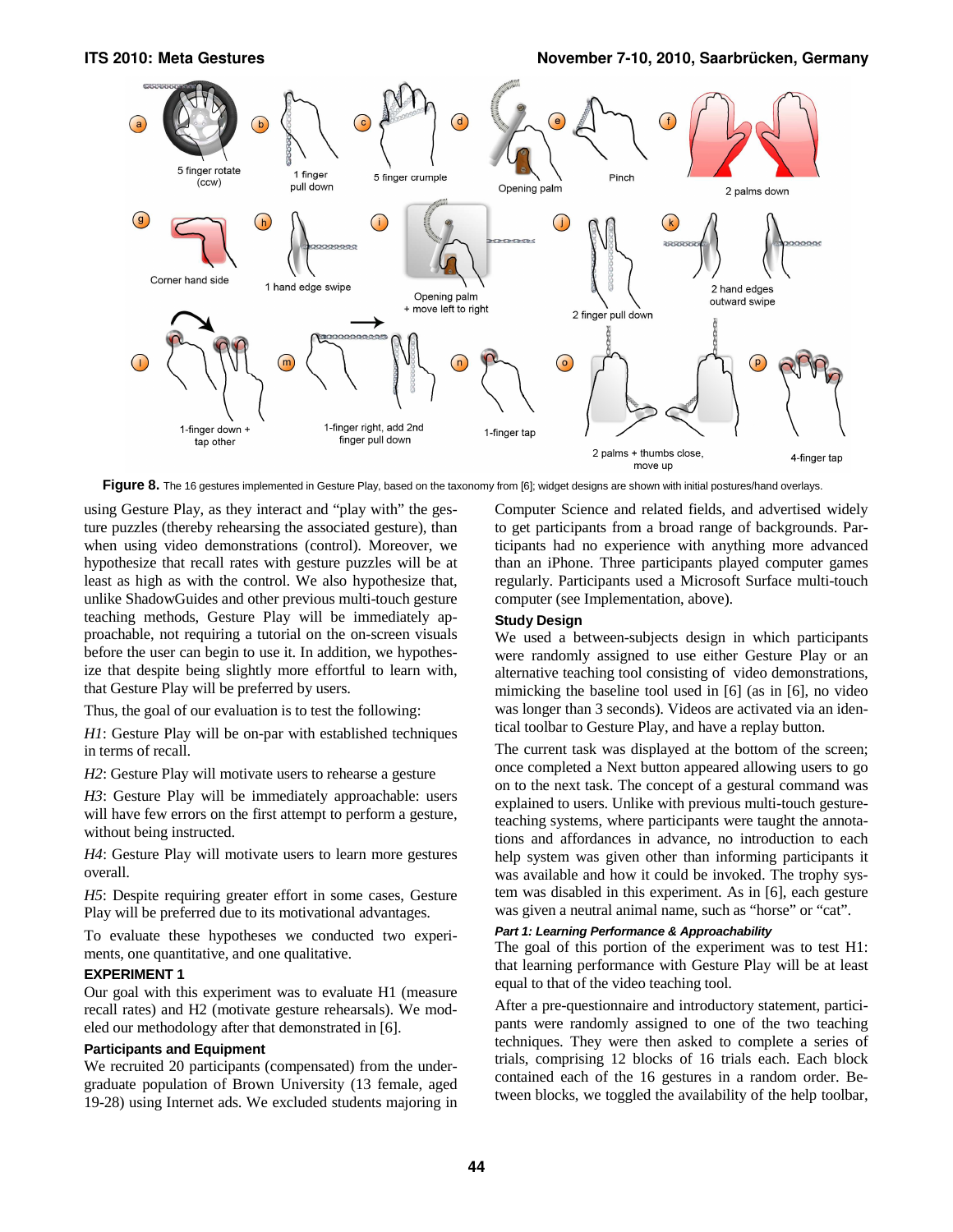a 5 finger rotate (ccw)

b 1 finger pull down

c 5 finger crumple

d Opening palm

e Pinch

f 2 palms down

g Corner hand side

h 1 hand edge swipe

i Opening palm + move left to right

j 2 finger pull down

k 2 hand edges outward swipe

l 1-finger down + tap other

m 1-finger right, add 2nd finger pull down

n 1-finger tap

o 2 palms + thumbs close, move up

p 4-finger tap

**Figure 8.** The 16 gestures implemented in Gesture Play, based on the taxonomy from [6]; widget designs are shown with initial postures/hand overlays.

using Gesture Play, as they interact and "play with" the gesture puzzles (thereby rehearsing the associated gesture), than when using video demonstrations (control). Moreover, we hypothesize that recall rates with gesture puzzles will be at least as high as with the control. We also hypothesize that, unlike ShadowGuides and other previous multi-touch gesture teaching methods, Gesture Play will be immediately approachable, not requiring a tutorial on the on-screen visuals before the user can begin to use it. In addition, we hypothesize that despite being slightly more effortful to learn with, that Gesture Play will be preferred by users.

Thus, the goal of our evaluation is to test the following:

*H1*: Gesture Play will be on-par with established techniques in terms of recall.

*H2*: Gesture Play will motivate users to rehearse a gesture

*H3*: Gesture Play will be immediately approachable: users will have few errors on the first attempt to perform a gesture, without being instructed.

*H4*: Gesture Play will motivate users to learn more gestures overall.

*H5*: Despite requiring greater effort in some cases, Gesture Play will be preferred due to its motivational advantages.

To evaluate these hypotheses we conducted two experiments, one quantitative, and one qualitative.

## EXPERIMENT 1

Our goal with this experiment was to evaluate H1 (measure recall rates) and H2 (motivate gesture rehearsals). We modeled our methodology after that demonstrated in [6].

### Participants and Equipment

We recruited 20 participants (compensated) from the undergraduate population of Brown University (13 female, aged 19-28) using Internet ads. We excluded students majoring in Computer Science and related fields, and advertised widely to get participants from a broad range of backgrounds. Participants had no experience with anything more advanced than an iPhone. Three participants played computer games regularly. Participants used a Microsoft Surface multi-touch computer (see Implementation, above).

### Study Design

We used a between-subjects design in which participants were randomly assigned to use either Gesture Play or an alternative teaching tool consisting of video demonstrations, mimicking the baseline tool used in [6] (as in [6], no video was longer than 3 seconds). Videos are activated via an identical toolbar to Gesture Play, and have a replay button.

The current task was displayed at the bottom of the screen; once completed a Next button appeared allowing users to go on to the next task. The concept of a gestural command was explained to users. Unlike with previous multi-touch gesture-teaching systems, where participants were taught the annotations and affordances in advance, no introduction to each help system was given other than informing participants it was available and how it could be invoked. The trophy system was disabled in this experiment. As in [6], each gesture was given a neutral animal name, such as "horse" or "cat".

#### *Part 1: Learning Performance & Approachability*

The goal of this portion of the experiment was to test H1: that learning performance with Gesture Play will be at least equal to that of the video teaching tool.

After a pre-questionnaire and introductory statement, participants were randomly assigned to one of the two teaching techniques. They were then asked to complete a series of trials, comprising 12 blocks of 16 trials each. Each block contained each of the 16 gestures in a random order. Between blocks, we toggled the availability of the help toolbar,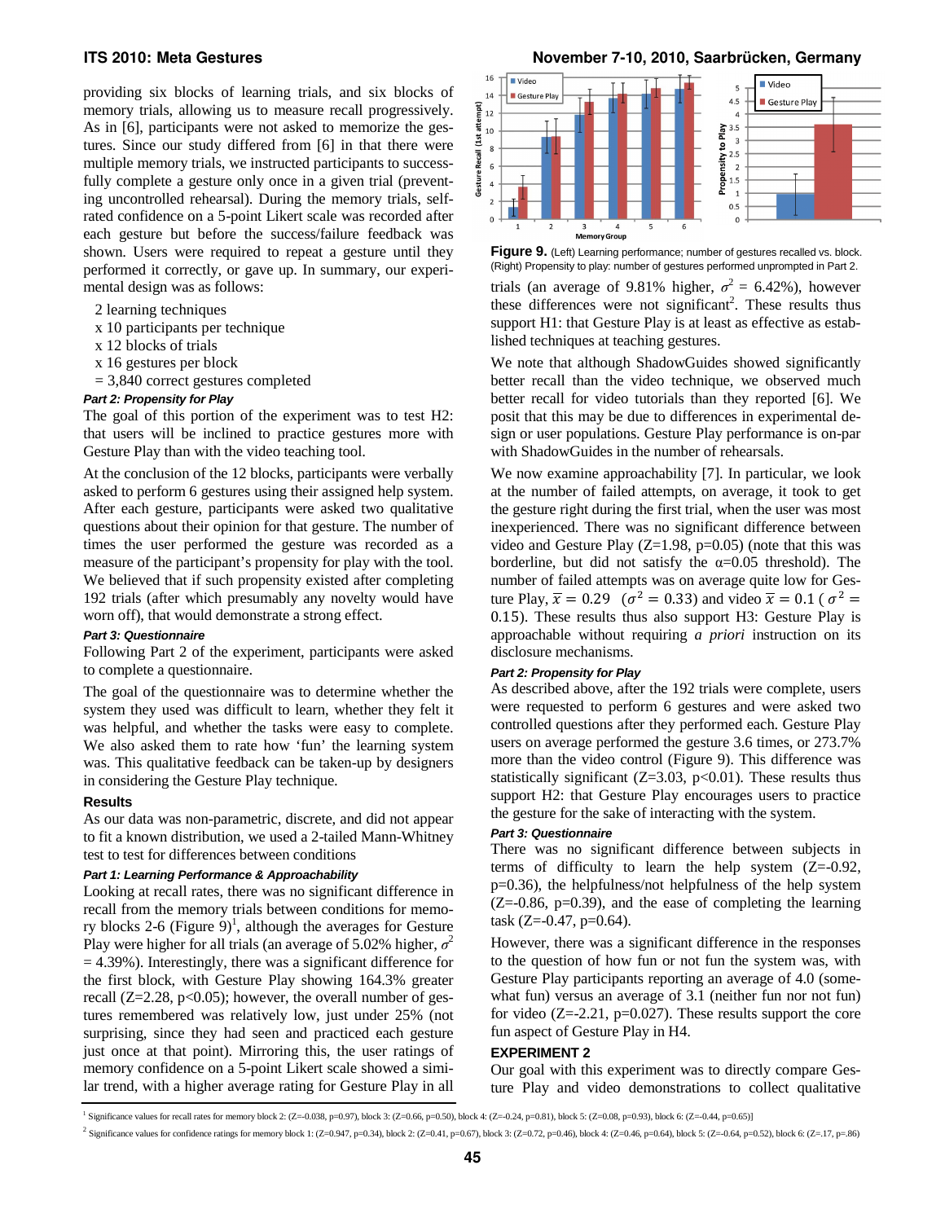providing six blocks of learning trials, and six blocks of memory trials, allowing us to measure recall progressively. As in [6], participants were not asked to memorize the gestures. Since our study differed from [6] in that there were multiple memory trials, we instructed participants to successfully complete a gesture only once in a given trial (preventing uncontrolled rehearsal). During the memory trials, self-rated confidence on a 5-point Likert scale was recorded after each gesture but before the success/failure feedback was shown. Users were required to repeat a gesture until they performed it correctly, or gave up. In summary, our experimental design was as follows:

2 learning techniques
x 10 participants per technique
x 12 blocks of trials
x 16 gestures per block
= 3,840 correct gestures completed

#### Part 2: Propensity for Play

The goal of this portion of the experiment was to test H2: that users will be inclined to practice gestures more with Gesture Play than with the video teaching tool.

At the conclusion of the 12 blocks, participants were verbally asked to perform 6 gestures using their assigned help system. After each gesture, participants were asked two qualitative questions about their opinion for that gesture. The number of times the user performed the gesture was recorded as a measure of the participant's propensity for play with the tool. We believed that if such propensity existed after completing 192 trials (after which presumably any novelty would have worn off), that would demonstrate a strong effect.

#### Part 3: Questionnaire

Following Part 2 of the experiment, participants were asked to complete a questionnaire.

The goal of the questionnaire was to determine whether the system they used was difficult to learn, whether they felt it was helpful, and whether the tasks were easy to complete. We also asked them to rate how 'fun' the learning system was. This qualitative feedback can be taken-up by designers in considering the Gesture Play technique.

### Results

As our data was non-parametric, discrete, and did not appear to fit a known distribution, we used a 2-tailed Mann-Whitney test to test for differences between conditions

#### Part 1: Learning Performance & Approachability

Looking at recall rates, there was no significant difference in recall from the memory trials between conditions for memory blocks 2-6 (Figure 9)[1], although the averages for Gesture Play were higher for all trials (an average of 5.02% higher, $\sigma^2 = 4.39\%$). Interestingly, there was a significant difference for the first block, with Gesture Play showing 164.3% greater recall ($Z=2.28$, $p<0.05$); however, the overall number of gestures remembered was relatively low, just under 25% (not surprising, since they had seen and practiced each gesture just once at that point). Mirroring this, the user ratings of memory confidence on a 5-point Likert scale showed a similar trend, with a higher average rating for Gesture Play in all trials (an average of 9.81% higher, $\sigma^2 = 6.42\%$), however these differences were not significant[2]. These results thus support H1: that Gesture Play is at least as effective as established techniques at teaching gestures.

Video
Gesture Play
Gesture Recall (1st attempt)
Memory Group
Propensity to Play

**Figure 9.** (Left) Learning performance; number of gestures recalled vs. block. (Right) Propensity to play: number of gestures performed unprompted in Part 2.

We note that although ShadowGuides showed significantly better recall than the video technique, we observed much better recall for video tutorials than they reported [6]. We posit that this may be due to differences in experimental design or user populations. Gesture Play performance is on-par with ShadowGuides in the number of rehearsals.

We now examine approachability [7]. In particular, we look at the number of failed attempts, on average, it took to get the gesture right during the first trial, when the user was most inexperienced. There was no significant difference between video and Gesture Play ($Z=1.98$, $p=0.05$) (note that this was borderline, but did not satisfy the $\alpha=0.05$ threshold). The number of failed attempts was on average quite low for Gesture Play, $\bar{x} = 0.29$ ($\sigma^2 = 0.33$) and video $\bar{x} = 0.1$ ($\sigma^2 = 0.15$). These results thus also support H3: Gesture Play is approachable without requiring *a priori* instruction on its disclosure mechanisms.

#### Part 2: Propensity for Play

As described above, after the 192 trials were complete, users were requested to perform 6 gestures and were asked two controlled questions after they performed each. Gesture Play users on average performed the gesture 3.6 times, or 273.7% more than the video control (Figure 9). This difference was statistically significant ($Z=3.03$, $p<0.01$). These results thus support H2: that Gesture Play encourages users to practice the gesture for the sake of interacting with the system.

#### Part 3: Questionnaire

There was no significant difference between subjects in terms of difficulty to learn the help system ($Z=-0.92$, $p=0.36$), the helpfulness/not helpfulness of the help system ($Z=-0.86$, $p=0.39$), and the ease of completing the learning task ($Z=-0.47$, $p=0.64$).

However, there was a significant difference in the responses to the question of how fun or not fun the system was, with Gesture Play participants reporting an average of 4.0 (somewhat fun) versus an average of 3.1 (neither fun nor not fun) for video ($Z=-2.21$, $p=0.027$). These results support the core fun aspect of Gesture Play in H4.

## EXPERIMENT 2

Our goal with this experiment was to directly compare Gesture Play and video demonstrations to collect qualitative

[1] Significance values for recall rates for memory block 2: ($Z=-0.038$, $p=0.97$), block 3: ($Z=0.66$, $p=0.50$), block 4: ($Z=-0.24$, $p=0.81$), block 5: ($Z=0.08$, $p=0.93$), block 6: ($Z=-0.44$, $p=0.65$)]

[2] Significance values for confidence ratings for memory block 1: ($Z=0.947$, $p=0.34$), block 2: ($Z=0.41$, $p=0.67$), block 3: ($Z=0.72$, $p=0.46$), block 4: ($Z=0.46$, $p=0.64$), block 5: ($Z=-0.64$, $p=0.52$), block 6: ($Z=.17$, $p=.86$)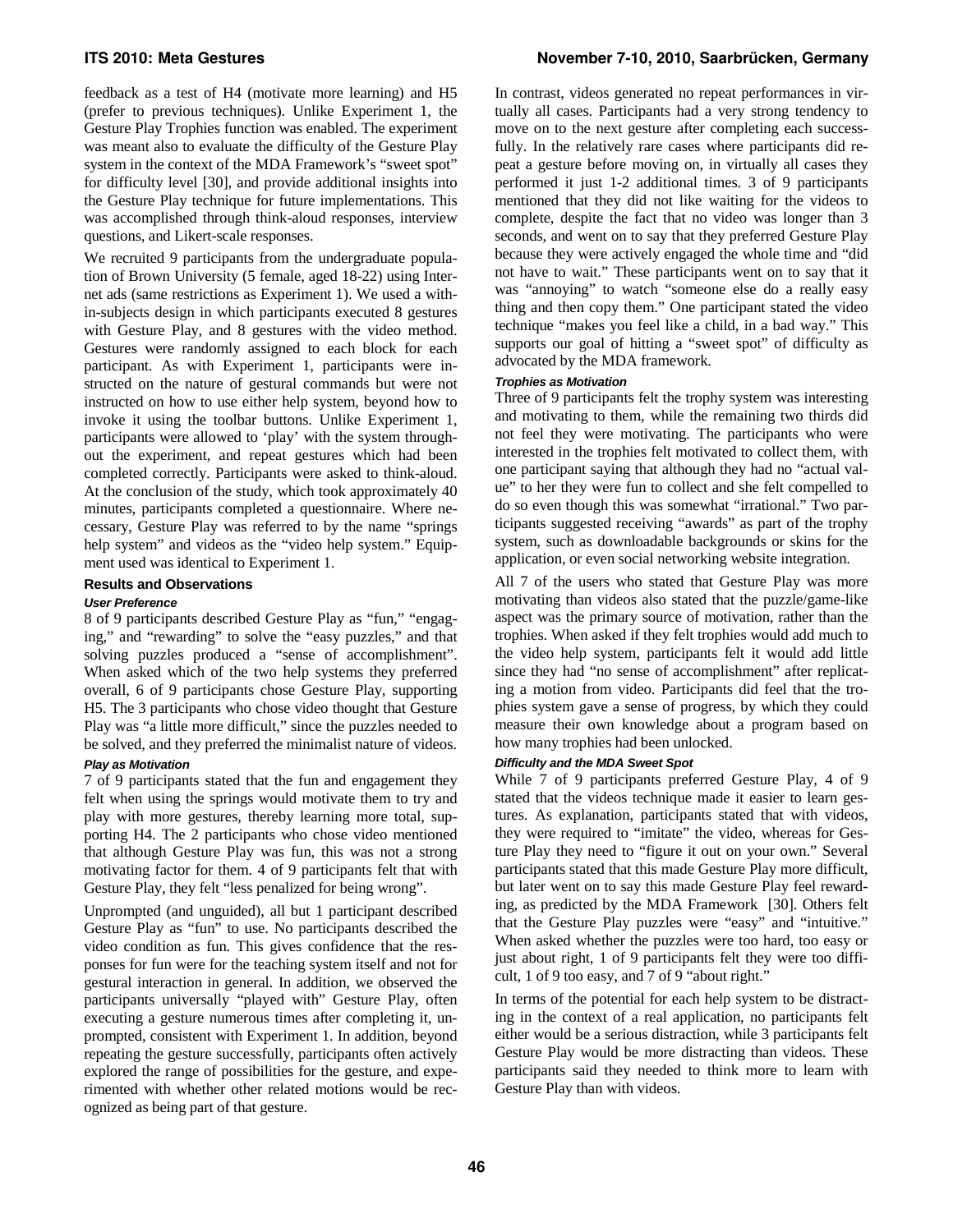feedback as a test of H4 (motivate more learning) and H5 (prefer to previous techniques). Unlike Experiment 1, the Gesture Play Trophies function was enabled. The experiment was meant also to evaluate the difficulty of the Gesture Play system in the context of the MDA Framework's "sweet spot" for difficulty level [30], and provide additional insights into the Gesture Play technique for future implementations. This was accomplished through think-aloud responses, interview questions, and Likert-scale responses.

We recruited 9 participants from the undergraduate population of Brown University (5 female, aged 18-22) using Internet ads (same restrictions as Experiment 1). We used a within-subjects design in which participants executed 8 gestures with Gesture Play, and 8 gestures with the video method. Gestures were randomly assigned to each block for each participant. As with Experiment 1, participants were instructed on the nature of gestural commands but were not instructed on how to use either help system, beyond how to invoke it using the toolbar buttons. Unlike Experiment 1, participants were allowed to 'play' with the system throughout the experiment, and repeat gestures which had been completed correctly. Participants were asked to think-aloud. At the conclusion of the study, which took approximately 40 minutes, participants completed a questionnaire. Where necessary, Gesture Play was referred to by the name "springs help system" and videos as the "video help system." Equipment used was identical to Experiment 1.

### Results and Observations

#### *User Preference*

8 of 9 participants described Gesture Play as "fun," "engaging," and "rewarding" to solve the "easy puzzles," and that solving puzzles produced a "sense of accomplishment". When asked which of the two help systems they preferred overall, 6 of 9 participants chose Gesture Play, supporting H5. The 3 participants who chose video thought that Gesture Play was "a little more difficult," since the puzzles needed to be solved, and they preferred the minimalist nature of videos.

#### *Play as Motivation*

7 of 9 participants stated that the fun and engagement they felt when using the springs would motivate them to try and play with more gestures, thereby learning more total, supporting H4. The 2 participants who chose video mentioned that although Gesture Play was fun, this was not a strong motivating factor for them. 4 of 9 participants felt that with Gesture Play, they felt "less penalized for being wrong".

Unprompted (and unguided), all but 1 participant described Gesture Play as "fun" to use. No participants described the video condition as fun. This gives confidence that the responses for fun were for the teaching system itself and not for gestural interaction in general. In addition, we observed the participants universally "played with" Gesture Play, often executing a gesture numerous times after completing it, unprompted, consistent with Experiment 1. In addition, beyond repeating the gesture successfully, participants often actively explored the range of possibilities for the gesture, and experimented with whether other related motions would be recognized as being part of that gesture.

In contrast, videos generated no repeat performances in virtually all cases. Participants had a very strong tendency to move on to the next gesture after completing each successfully. In the relatively rare cases where participants did repeat a gesture before moving on, in virtually all cases they performed it just 1-2 additional times. 3 of 9 participants mentioned that they did not like waiting for the videos to complete, despite the fact that no video was longer than 3 seconds, and went on to say that they preferred Gesture Play because they were actively engaged the whole time and "did not have to wait." These participants went on to say that it was "annoying" to watch "someone else do a really easy thing and then copy them." One participant stated the video technique "makes you feel like a child, in a bad way." This supports our goal of hitting a "sweet spot" of difficulty as advocated by the MDA framework.

#### *Trophies as Motivation*

Three of 9 participants felt the trophy system was interesting and motivating to them, while the remaining two thirds did not feel they were motivating. The participants who were interested in the trophies felt motivated to collect them, with one participant saying that although they had no "actual value" to her they were fun to collect and she felt compelled to do so even though this was somewhat "irrational." Two participants suggested receiving "awards" as part of the trophy system, such as downloadable backgrounds or skins for the application, or even social networking website integration.

All 7 of the users who stated that Gesture Play was more motivating than videos also stated that the puzzle/game-like aspect was the primary source of motivation, rather than the trophies. When asked if they felt trophies would add much to the video help system, participants felt it would add little since they had "no sense of accomplishment" after replicating a motion from video. Participants did feel that the trophies system gave a sense of progress, by which they could measure their own knowledge about a program based on how many trophies had been unlocked.

#### *Difficulty and the MDA Sweet Spot*

While 7 of 9 participants preferred Gesture Play, 4 of 9 stated that the videos technique made it easier to learn gestures. As explanation, participants stated that with videos, they were required to "imitate" the video, whereas for Gesture Play they need to "figure it out on your own." Several participants stated that this made Gesture Play more difficult, but later went on to say this made Gesture Play feel rewarding, as predicted by the MDA Framework [30]. Others felt that the Gesture Play puzzles were "easy" and "intuitive." When asked whether the puzzles were too hard, too easy or just about right, 1 of 9 participants felt they were too difficult, 1 of 9 too easy, and 7 of 9 "about right."

In terms of the potential for each help system to be distracting in the context of a real application, no participants felt either would be a serious distraction, while 3 participants felt Gesture Play would be more distracting than videos. These participants said they needed to think more to learn with Gesture Play than with videos.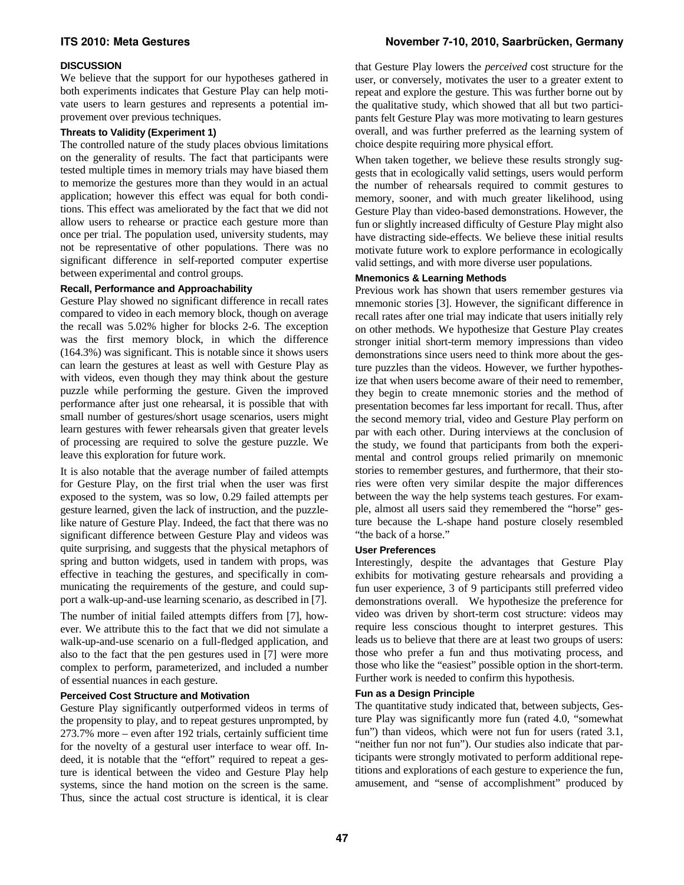## DISCUSSION

We believe that the support for our hypotheses gathered in both experiments indicates that Gesture Play can help motivate users to learn gestures and represents a potential improvement over previous techniques.

### Threats to Validity (Experiment 1)

The controlled nature of the study places obvious limitations on the generality of results. The fact that participants were tested multiple times in memory trials may have biased them to memorize the gestures more than they would in an actual application; however this effect was equal for both conditions. This effect was ameliorated by the fact that we did not allow users to rehearse or practice each gesture more than once per trial. The population used, university students, may not be representative of other populations. There was no significant difference in self-reported computer expertise between experimental and control groups.

### Recall, Performance and Approachability

Gesture Play showed no significant difference in recall rates compared to video in each memory block, though on average the recall was 5.02% higher for blocks 2-6. The exception was the first memory block, in which the difference (164.3%) was significant. This is notable since it shows users can learn the gestures at least as well with Gesture Play as with videos, even though they may think about the gesture puzzle while performing the gesture. Given the improved performance after just one rehearsal, it is possible that with small number of gestures/short usage scenarios, users might learn gestures with fewer rehearsals given that greater levels of processing are required to solve the gesture puzzle. We leave this exploration for future work.

It is also notable that the average number of failed attempts for Gesture Play, on the first trial when the user was first exposed to the system, was so low, 0.29 failed attempts per gesture learned, given the lack of instruction, and the puzzle-like nature of Gesture Play. Indeed, the fact that there was no significant difference between Gesture Play and videos was quite surprising, and suggests that the physical metaphors of spring and button widgets, used in tandem with props, was effective in teaching the gestures, and specifically in communicating the requirements of the gesture, and could support a walk-up-and-use learning scenario, as described in [7].

The number of initial failed attempts differs from [7], however. We attribute this to the fact that we did not simulate a walk-up-and-use scenario on a full-fledged application, and also to the fact that the pen gestures used in [7] were more complex to perform, parameterized, and included a number of essential nuances in each gesture.

### Perceived Cost Structure and Motivation

Gesture Play significantly outperformed videos in terms of the propensity to play, and to repeat gestures unprompted, by 273.7% more – even after 192 trials, certainly sufficient time for the novelty of a gestural user interface to wear off. Indeed, it is notable that the "effort" required to repeat a gesture is identical between the video and Gesture Play help systems, since the hand motion on the screen is the same. Thus, since the actual cost structure is identical, it is clear that Gesture Play lowers the *perceived* cost structure for the user, or conversely, motivates the user to a greater extent to repeat and explore the gesture. This was further borne out by the qualitative study, which showed that all but two participants felt Gesture Play was more motivating to learn gestures overall, and was further preferred as the learning system of choice despite requiring more physical effort.

When taken together, we believe these results strongly suggests that in ecologically valid settings, users would perform the number of rehearsals required to commit gestures to memory, sooner, and with much greater likelihood, using Gesture Play than video-based demonstrations. However, the fun or slightly increased difficulty of Gesture Play might also have distracting side-effects. We believe these initial results motivate future work to explore performance in ecologically valid settings, and with more diverse user populations.

### Mnemonics & Learning Methods

Previous work has shown that users remember gestures via mnemonic stories [3]. However, the significant difference in recall rates after one trial may indicate that users initially rely on other methods. We hypothesize that Gesture Play creates stronger initial short-term memory impressions than video demonstrations since users need to think more about the gesture puzzles than the videos. However, we further hypothesize that when users become aware of their need to remember, they begin to create mnemonic stories and the method of presentation becomes far less important for recall. Thus, after the second memory trial, video and Gesture Play perform on par with each other. During interviews at the conclusion of the study, we found that participants from both the experimental and control groups relied primarily on mnemonic stories to remember gestures, and furthermore, that their stories were often very similar despite the major differences between the way the help systems teach gestures. For example, almost all users said they remembered the "horse" gesture because the L-shape hand posture closely resembled "the back of a horse."

### User Preferences

Interestingly, despite the advantages that Gesture Play exhibits for motivating gesture rehearsals and providing a fun user experience, 3 of 9 participants still preferred video demonstrations overall. We hypothesize the preference for video was driven by short-term cost structure: videos may require less conscious thought to interpret gestures. This leads us to believe that there are at least two groups of users: those who prefer a fun and thus motivating process, and those who like the "easiest" possible option in the short-term. Further work is needed to confirm this hypothesis.

### Fun as a Design Principle

The quantitative study indicated that, between subjects, Gesture Play was significantly more fun (rated 4.0, "somewhat fun") than videos, which were not fun for users (rated 3.1, "neither fun nor not fun"). Our studies also indicate that participants were strongly motivated to perform additional repetitions and explorations of each gesture to experience the fun, amusement, and "sense of accomplishment" produced by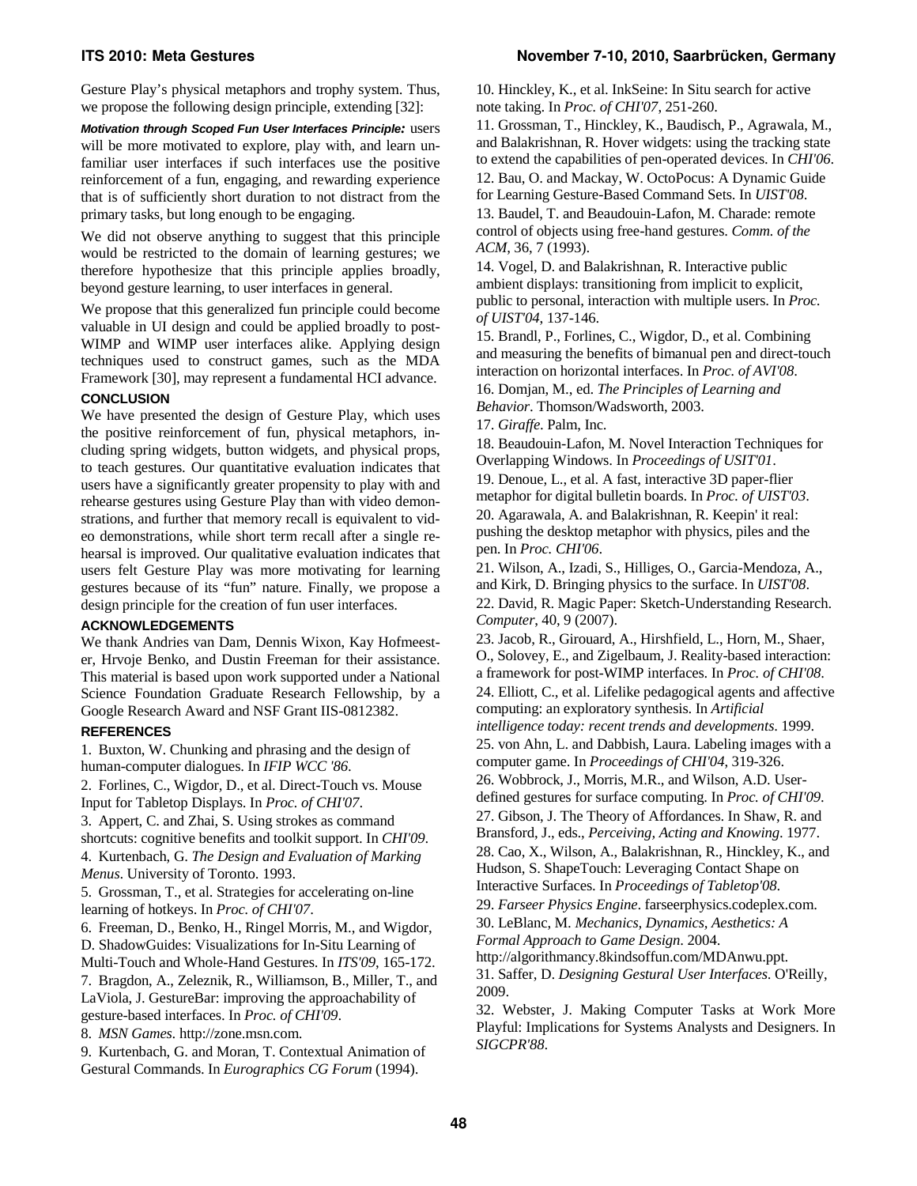Gesture Play's physical metaphors and trophy system. Thus, we propose the following design principle, extending [32]:

***Motivation through Scoped Fun User Interfaces Principle:*** users will be more motivated to explore, play with, and learn unfamiliar user interfaces if such interfaces use the positive reinforcement of a fun, engaging, and rewarding experience that is of sufficiently short duration to not distract from the primary tasks, but long enough to be engaging.

We did not observe anything to suggest that this principle would be restricted to the domain of learning gestures; we therefore hypothesize that this principle applies broadly, beyond gesture learning, to user interfaces in general.

We propose that this generalized fun principle could become valuable in UI design and could be applied broadly to post-WIMP and WIMP user interfaces alike. Applying design techniques used to construct games, such as the MDA Framework [30], may represent a fundamental HCI advance.

## CONCLUSION

We have presented the design of Gesture Play, which uses the positive reinforcement of fun, physical metaphors, including spring widgets, button widgets, and physical props, to teach gestures. Our quantitative evaluation indicates that users have a significantly greater propensity to play with and rehearse gestures using Gesture Play than with video demonstrations, and further that memory recall is equivalent to video demonstrations, while short term recall after a single rehearsal is improved. Our qualitative evaluation indicates that users felt Gesture Play was more motivating for learning gestures because of its "fun" nature. Finally, we propose a design principle for the creation of fun user interfaces.

## ACKNOWLEDGEMENTS

We thank Andries van Dam, Dennis Wixon, Kay Hofmeester, Hrvoje Benko, and Dustin Freeman for their assistance. This material is based upon work supported under a National Science Foundation Graduate Research Fellowship, by a Google Research Award and NSF Grant IIS-0812382.

## REFERENCES

1. Buxton, W. Chunking and phrasing and the design of human-computer dialogues. In *IFIP WCC '86*.
2. Forlines, C., Wigdor, D., et al. Direct-Touch vs. Mouse Input for Tabletop Displays. In *Proc. of CHI'07*.
3. Appert, C. and Zhai, S. Using strokes as command shortcuts: cognitive benefits and toolkit support. In *CHI'09*.
4. Kurtenbach, G. *The Design and Evaluation of Marking Menus*. University of Toronto. 1993.
5. Grossman, T., et al. Strategies for accelerating on-line learning of hotkeys. In *Proc. of CHI'07*.
6. Freeman, D., Benko, H., Ringel Morris, M., and Wigdor, D. ShadowGuides: Visualizations for In-Situ Learning of Multi-Touch and Whole-Hand Gestures. In *ITS'09*, 165-172.
7. Bragdon, A., Zeleznik, R., Williamson, B., Miller, T., and LaViola, J. GestureBar: improving the approachability of gesture-based interfaces. In *Proc. of CHI'09*.
8. *MSN Games*. http://zone.msn.com.
9. Kurtenbach, G. and Moran, T. Contextual Animation of Gestural Commands. In *Eurographics CG Forum* (1994).
10. Hinckley, K., et al. InkSeine: In Situ search for active note taking. In *Proc. of CHI'07*, 251-260.
11. Grossman, T., Hinckley, K., Baudisch, P., Agrawala, M., and Balakrishnan, R. Hover widgets: using the tracking state to extend the capabilities of pen-operated devices. In *CHI'06*.
12. Bau, O. and Mackay, W. OctoPocus: A Dynamic Guide for Learning Gesture-Based Command Sets. In *UIST'08*.
13. Baudel, T. and Beaudouin-Lafon, M. Charade: remote control of objects using free-hand gestures. *Comm. of the ACM*, 36, 7 (1993).
14. Vogel, D. and Balakrishnan, R. Interactive public ambient displays: transitioning from implicit to explicit, public to personal, interaction with multiple users. In *Proc. of UIST'04*, 137-146.
15. Brandl, P., Forlines, C., Wigdor, D., et al. Combining and measuring the benefits of bimanual pen and direct-touch interaction on horizontal interfaces. In *Proc. of AVI'08*.
16. Domjan, M., ed. *The Principles of Learning and Behavior*. Thomson/Wadsworth, 2003.
17. *Giraffe*. Palm, Inc.
18. Beaudouin-Lafon, M. Novel Interaction Techniques for Overlapping Windows. In *Proceedings of USIT'01*.
19. Denoue, L., et al. A fast, interactive 3D paper-flier metaphor for digital bulletin boards. In *Proc. of UIST'03*.
20. Agarawala, A. and Balakrishnan, R. Keepin' it real: pushing the desktop metaphor with physics, piles and the pen. In *Proc. CHI'06*.
21. Wilson, A., Izadi, S., Hilliges, O., Garcia-Mendoza, A., and Kirk, D. Bringing physics to the surface. In *UIST'08*.
22. David, R. Magic Paper: Sketch-Understanding Research. *Computer*, 40, 9 (2007).
23. Jacob, R., Girouard, A., Hirshfield, L., Horn, M., Shaer, O., Solovey, E., and Zigelbaum, J. Reality-based interaction: a framework for post-WIMP interfaces. In *Proc. of CHI'08*.
24. Elliott, C., et al. Lifelike pedagogical agents and affective computing: an exploratory synthesis. In *Artificial intelligence today: recent trends and developments*. 1999.
25. von Ahn, L. and Dabbish, Laura. Labeling images with a computer game. In *Proceedings of CHI'04*, 319-326.
26. Wobbrock, J., Morris, M.R., and Wilson, A.D. User-defined gestures for surface computing. In *Proc. of CHI'09*.
27. Gibson, J. The Theory of Affordances. In Shaw, R. and Bransford, J., eds., *Perceiving, Acting and Knowing*. 1977.
28. Cao, X., Wilson, A., Balakrishnan, R., Hinckley, K., and Hudson, S. ShapeTouch: Leveraging Contact Shape on Interactive Surfaces. In *Proceedings of Tabletop'08*.
29. *Farseer Physics Engine*. farseerphysics.codeplex.com.
30. LeBlanc, M. *Mechanics, Dynamics, Aesthetics: A Formal Approach to Game Design*. 2004. http://algorithmancy.8kindsoffun.com/MDAnwu.ppt.
31. Saffer, D. *Designing Gestural User Interfaces*. O'Reilly, 2009.
32. Webster, J. Making Computer Tasks at Work More Playful: Implications for Systems Analysts and Designers. In *SIGCPR'88*.